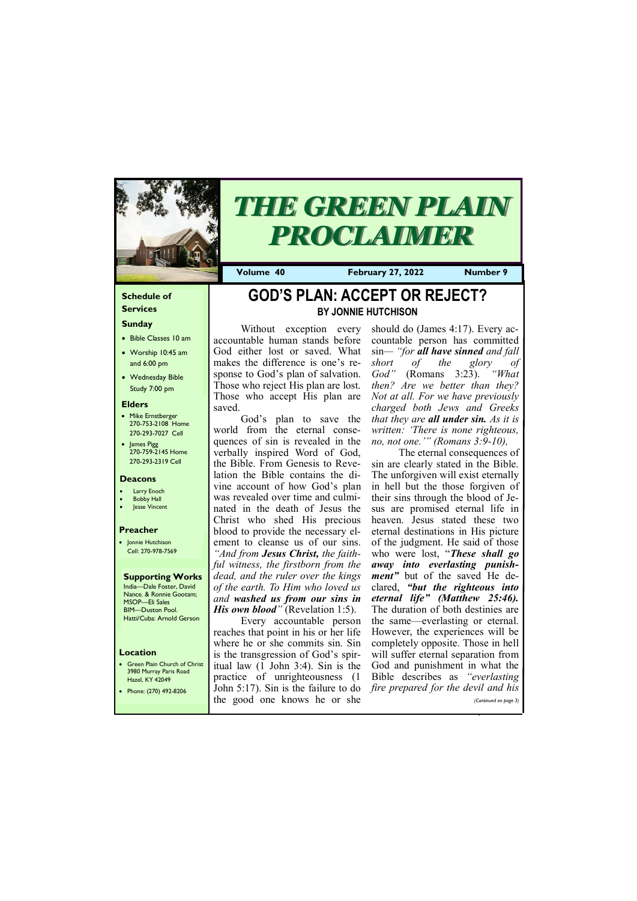# THE GREEN PLAIN PROCLAIMER

**Volume 40** | **February 27, 2022** | **Number 9**

### Schedule of Services

**Sunday**

- Bible Classes 10 am
- Worship 10:45 am and 6:00 pm
- Wednesday Bible Study 7:00 pm

**Elders**

- Mike Ernstberger 270-753-2108 Home 270-293-7027 Cell
- James Pigg 270-759-2145 Home 270-293-2319 Cell

**Deacons**

- Larry Enoch
- Bobby Hall
- Jesse Vincent

**Preacher**

- Jonnie Hutchison Cell: 270-978-7569

**Supporting Works**

India—Dale Foster, David Nance. & Ronnie Gootam; MSOP—Eli Sales BIM—Duston Pool. Hatti/Cuba: Arnold Gerson

**Location**

- Green Plain Church of Christ 3980 Murray Paris Road Hazel, KY 42049
- Phone: (270) 492-8206

## GOD'S PLAN: ACCEPT OR REJECT?

### BY JONNIE HUTCHISON

Without exception every accountable human stands before God either lost or saved. What makes the difference is one's response to God's plan of salvation. Those who reject His plan are lost. Those who accept His plan are saved.

God's plan to save the world from the eternal consequences of sin is revealed in the verbally inspired Word of God, the Bible. From Genesis to Revelation the Bible contains the divine account of how God's plan was revealed over time and culminated in the death of Jesus the Christ who shed His precious blood to provide the necessary element to cleanse us of our sins. *"And from **Jesus Christ,** the faithful witness, the firstborn from the dead, and the ruler over the kings of the earth. To Him who loved us and **washed us from our sins in His own blood**"* (Revelation 1:5).

Every accountable person reaches that point in his or her life where he or she commits sin. Sin is the transgression of God's spiritual law (1 John 3:4). Sin is the practice of unrighteousness (1 John 5:17). Sin is the failure to do the good one knows he or she should do (James 4:17). Every accountable person has committed sin— *"for **all have sinned** and fall short of the glory of God"* (Romans 3:23). *"What then? Are we better than they? Not at all. For we have previously charged both Jews and Greeks that they are **all under sin.** As it is written: 'There is none righteous, no, not one.'" (Romans 3:9-10),*

The eternal consequences of sin are clearly stated in the Bible. The unforgiven will exist eternally in hell but the those forgiven of their sins through the blood of Jesus are promised eternal life in heaven. Jesus stated these two eternal destinations in His picture of the judgment. He said of those who were lost, "***These shall go away into everlasting punishment"*** but of the saved He declared, ***"but the righteous into eternal life" (Matthew 25:46).*** The duration of both destinies are the same—everlasting or eternal. However, the experiences will be completely opposite. Those in hell will suffer eternal separation from God and punishment in what the Bible describes as *"everlasting fire prepared for the devil and his*

*(Continued on page 3)*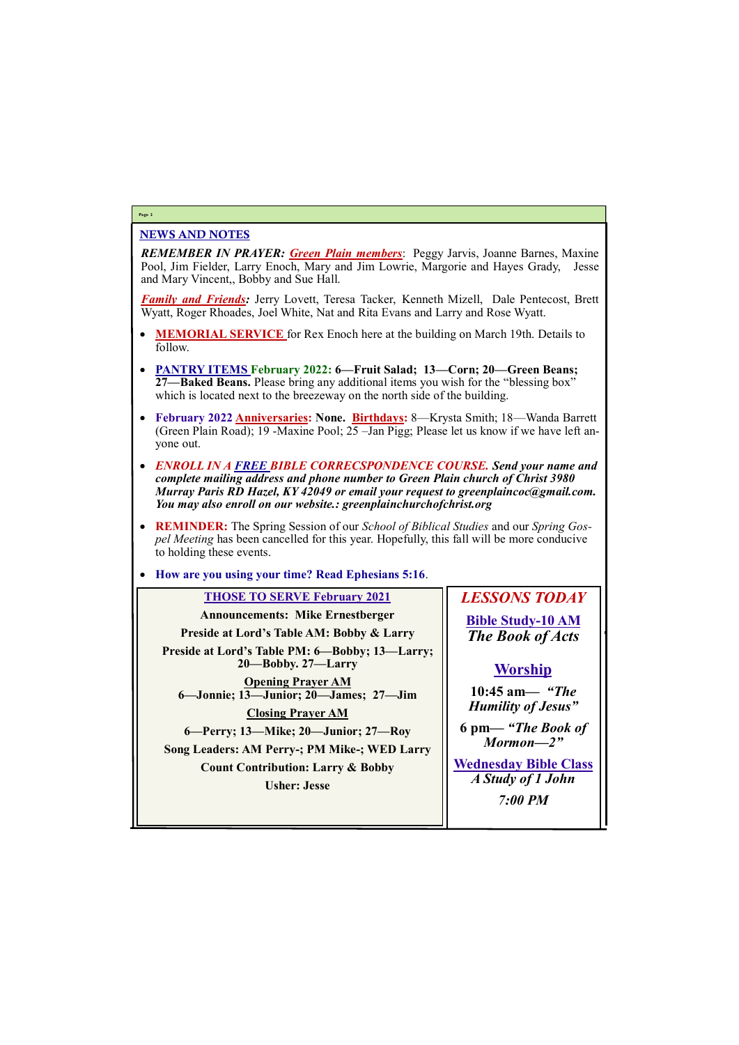## NEWS AND NOTES

***REMEMBER IN PRAYER:*** ***Green Plain members***: Peggy Jarvis, Joanne Barnes, Maxine Pool, Jim Fielder, Larry Enoch, Mary and Jim Lowrie, Margorie and Hayes Grady, Jesse and Mary Vincent,, Bobby and Sue Hall.

***Family and Friends:*** Jerry Lovett, Teresa Tacker, Kenneth Mizell, Dale Pentecost, Brett Wyatt, Roger Rhoades, Joel White, Nat and Rita Evans and Larry and Rose Wyatt.

- **MEMORIAL SERVICE** for Rex Enoch here at the building on March 19th. Details to follow.
- **PANTRY ITEMS February 2022: 6—Fruit Salad; 13—Corn; 20—Green Beans; 27—Baked Beans.** Please bring any additional items you wish for the "blessing box" which is located next to the breezeway on the north side of the building.
- **February 2022 Anniversaries: None. Birthdays:** 8—Krysta Smith; 18—Wanda Barrett (Green Plain Road); 19 -Maxine Pool; 25 –Jan Pigg; Please let us know if we have left anyone out.
- ***ENROLL IN A FREE BIBLE CORRECSPONDENCE COURSE. Send your name and complete mailing address and phone number to Green Plain church of Christ 3980 Murray Paris RD Hazel, KY 42049 or email your request to greenplaincoc@gmail.com. You may also enroll on our website.: greenplainchurchofchrist.org***
- **REMINDER:** The Spring Session of our *School of Biblical Studies* and our *Spring Gospel Meeting* has been cancelled for this year. Hopefully, this fall will be more conducive to holding these events.
- **How are you using your time? Read Ephesians 5:16**.

### THOSE TO SERVE February 2021

**Announcements: Mike Ernestberger**

**Preside at Lord's Table AM: Bobby & Larry**

**Preside at Lord's Table PM: 6—Bobby; 13—Larry; 20—Bobby. 27—Larry**

**Opening Prayer AM**

**6—Jonnie; 13—Junior; 20—James; 27—Jim**

**Closing Prayer AM**

**6—Perry; 13—Mike; 20—Junior; 27—Roy**

**Song Leaders: AM Perry-; PM Mike-; WED Larry**

**Count Contribution: Larry & Bobby**

**Usher: Jesse**

### *LESSONS TODAY*

**Bible Study-10 AM**

***The Book of Acts***

**Worship**

**10:45 am— *"The Humility of Jesus"***

**6 pm— *"The Book of Mormon—2"***

**Wednesday Bible Class**

***A Study of 1 John***

***7:00 PM***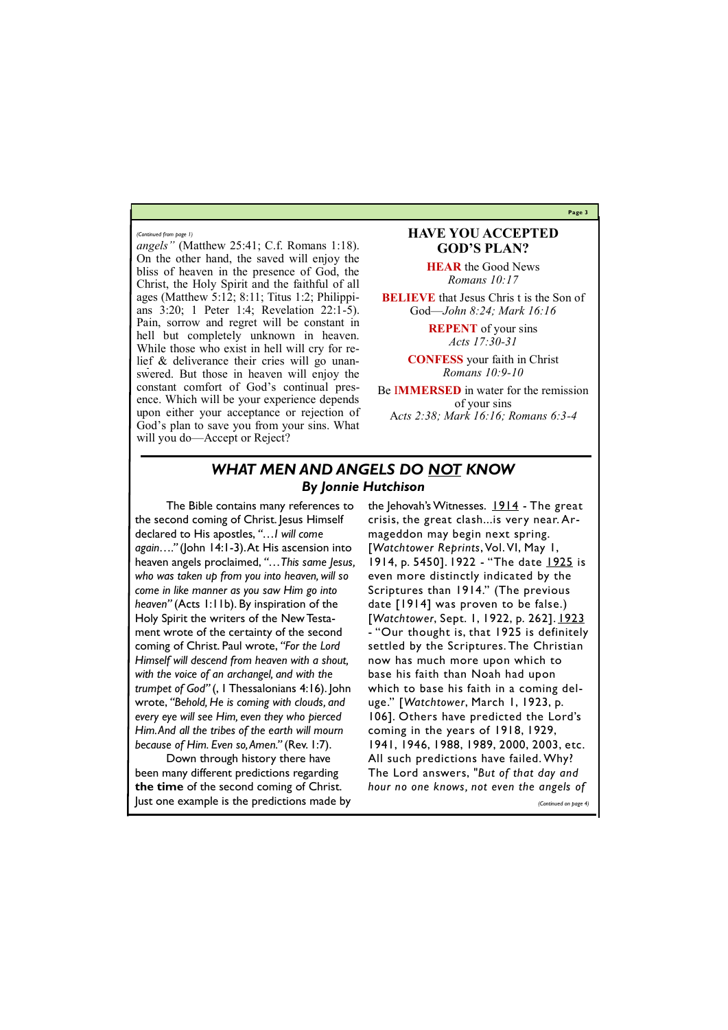*(Continued from page 1)*

*angels"* (Matthew 25:41; C.f. Romans 1:18). On the other hand, the saved will enjoy the bliss of heaven in the presence of God, the Christ, the Holy Spirit and the faithful of all ages (Matthew 5:12; 8:11; Titus 1:2; Philippians 3:20; 1 Peter 1:4; Revelation 22:1-5). Pain, sorrow and regret will be constant in hell but completely unknown in heaven. While those who exist in hell will cry for relief & deliverance their cries will go unanswered. But those in heaven will enjoy the constant comfort of God's continual presence. Which will be your experience depends upon either your acceptance or rejection of God's plan to save you from your sins. What will you do—Accept or Reject?

## HAVE YOU ACCEPTED GOD'S PLAN?

**HEAR** the Good News
*Romans 10:17*

**BELIEVE** that Jesus Chris t is the Son of God—*John 8:24; Mark 16:16*

**REPENT** of your sins
*Acts 17:30-31*

**CONFESS** your faith in Christ
*Romans 10:9-10*

Be **IMMERSED** in water for the remission of your sins
*Acts 2:38; Mark 16:16; Romans 6:3-4*

## *WHAT MEN AND ANGELS DO NOT KNOW*

### *By Jonnie Hutchison*

The Bible contains many references to the second coming of Christ. Jesus Himself declared to His apostles, *"…I will come again…."* (John 14:1-3). At His ascension into heaven angels proclaimed, *"…This same Jesus, who was taken up from you into heaven, will so come in like manner as you saw Him go into heaven"* (Acts 1:11b). By inspiration of the Holy Spirit the writers of the New Testament wrote of the certainty of the second coming of Christ. Paul wrote, *"For the Lord Himself will descend from heaven with a shout, with the voice of an archangel, and with the trumpet of God"* (, I Thessalonians 4:16). John wrote, *"Behold, He is coming with clouds, and every eye will see Him, even they who pierced Him. And all the tribes of the earth will mourn because of Him. Even so, Amen."* (Rev. 1:7).

Down through history there have been many different predictions regarding **the time** of the second coming of Christ. Just one example is the predictions made by the Jehovah's Witnesses. 1914 - The great crisis, the great clash...is very near. Armageddon may begin next spring. [*Watchtower Reprints*, Vol. VI, May 1, 1914, p. 5450]. 1922 - "The date 1925 is even more distinctly indicated by the Scriptures than 1914." (The previous date [1914] was proven to be false.) [*Watchtower*, Sept. 1, 1922, p. 262]. 1923 - "Our thought is, that 1925 is definitely settled by the Scriptures. The Christian now has much more upon which to base his faith than Noah had upon which to base his faith in a coming deluge." [*Watchtower*, March 1, 1923, p. 106]. Others have predicted the Lord's coming in the years of 1918, 1929, 1941, 1946, 1988, 1989, 2000, 2003, etc. All such predictions have failed. Why? The Lord answers, "*But of that day and hour no one knows, not even the angels of*

*(Continued on page 4)*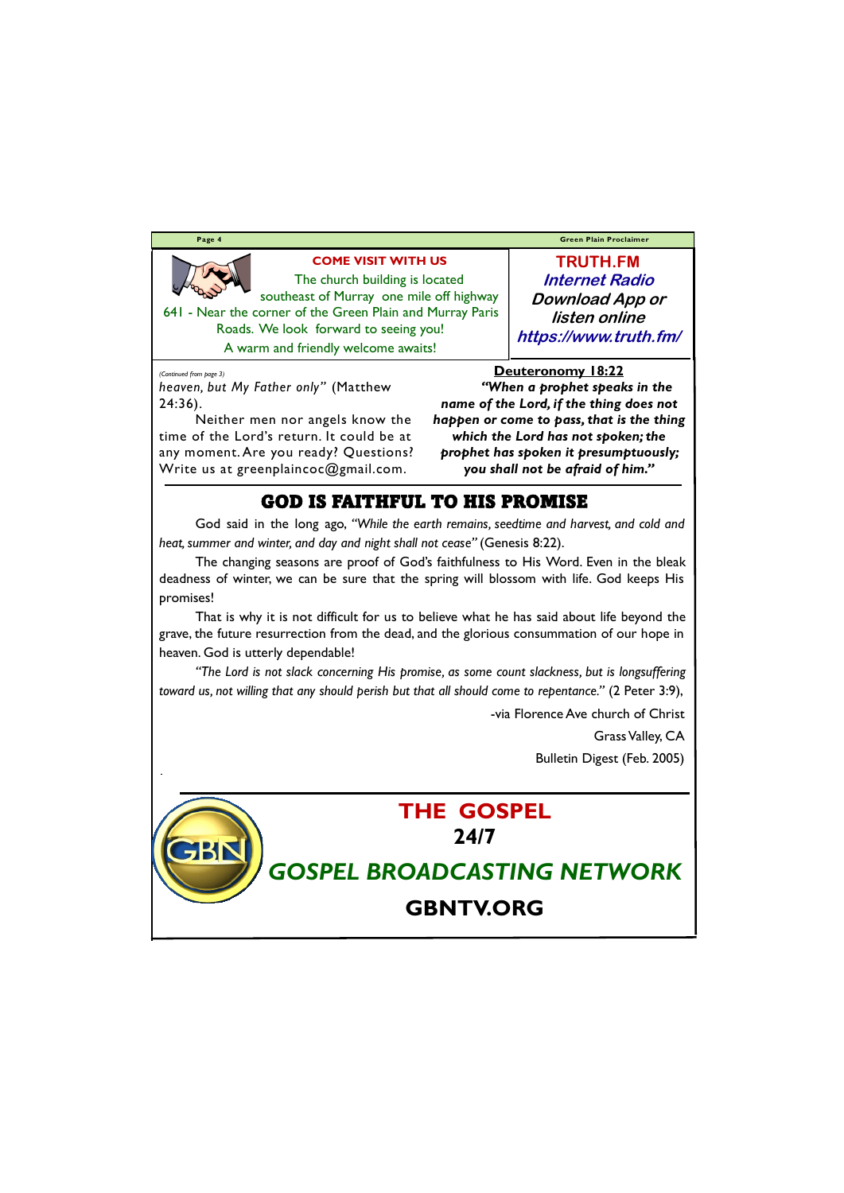**COME VISIT WITH US**

The church building is located southeast of Murray one mile off highway 641 - Near the corner of the Green Plain and Murray Paris Roads. We look forward to seeing you!

A warm and friendly welcome awaits!

**TRUTH.FM**

***Internet Radio***

***Download App or listen online***

***https://www.truth.fm/***

*(Continued from page 3)*

heaven, but My Father only" (Matthew 24:36).

Neither men nor angels know the time of the Lord's return. It could be at any moment. Are you ready? Questions? Write us at greenplaincoc@gmail.com.

**Deuteronomy 18:22**

***"When a prophet speaks in the name of the Lord, if the thing does not happen or come to pass, that is the thing which the Lord has not spoken; the prophet has spoken it presumptuously; you shall not be afraid of him."***

## GOD IS FAITHFUL TO HIS PROMISE

God said in the long ago, *"While the earth remains, seedtime and harvest, and cold and heat, summer and winter, and day and night shall not cease"* (Genesis 8:22).

The changing seasons are proof of God's faithfulness to His Word. Even in the bleak deadness of winter, we can be sure that the spring will blossom with life. God keeps His promises!

That is why it is not difficult for us to believe what he has said about life beyond the grave, the future resurrection from the dead, and the glorious consummation of our hope in heaven. God is utterly dependable!

*"The Lord is not slack concerning His promise, as some count slackness, but is longsuffering toward us, not willing that any should perish but that all should come to repentance."* (2 Peter 3:9),

-via Florence Ave church of Christ

Grass Valley, CA

Bulletin Digest (Feb. 2005)

**THE GOSPEL**

**24/7**

***GOSPEL BROADCASTING NETWORK***

**GBNTV.ORG**